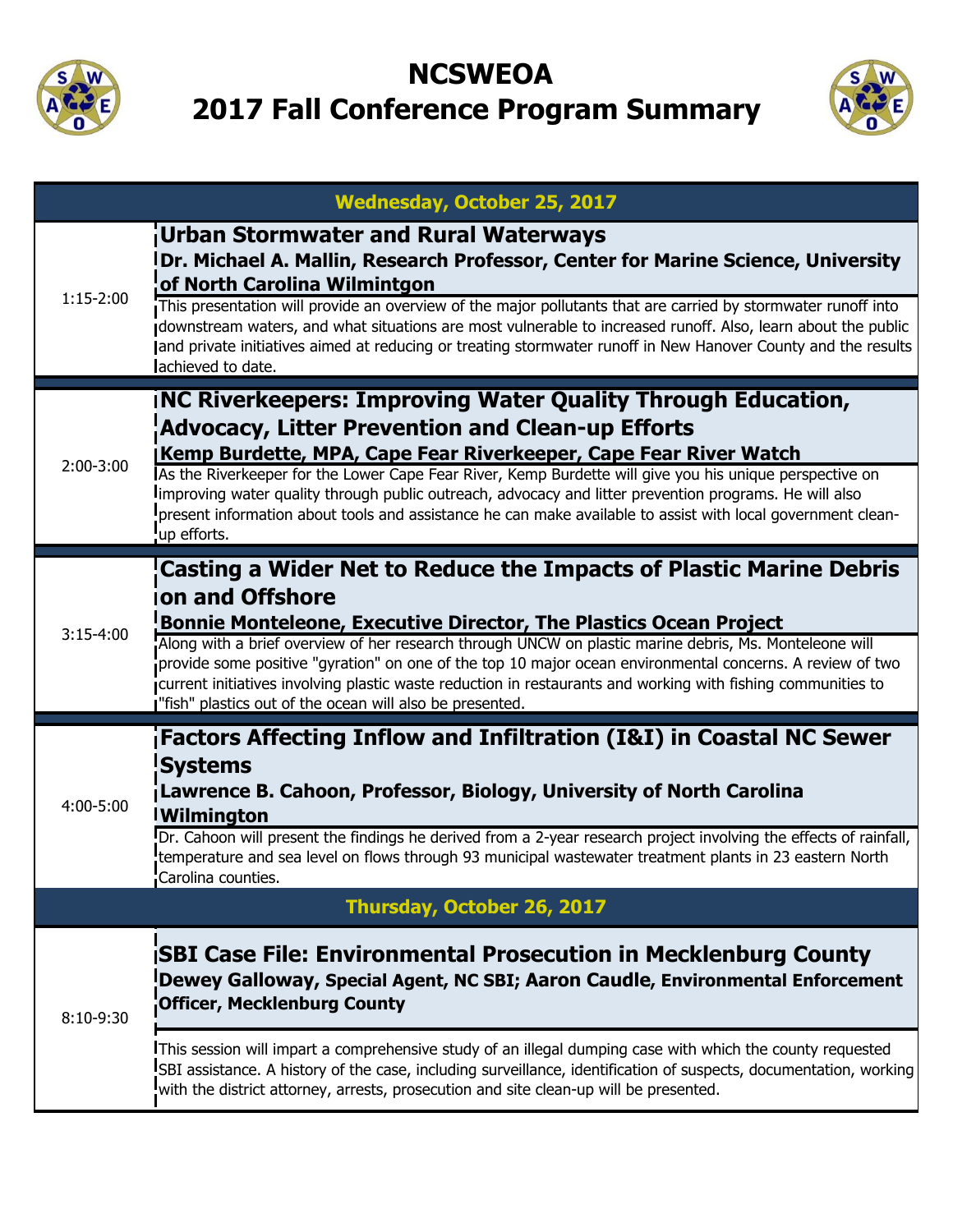# NCSWEOA
# 2017 Fall Conference Program Summary

## Wednesday, October 25, 2017

| Time | Session |
|---|---|
| 1:15-2:00 | **Urban Stormwater and Rural Waterways**<br>**Dr. Michael A. Mallin, Research Professor, Center for Marine Science, University of North Carolina Wilmintgon**<br>This presentation will provide an overview of the major pollutants that are carried by stormwater runoff into downstream waters, and what situations are most vulnerable to increased runoff. Also, learn about the public and private initiatives aimed at reducing or treating stormwater runoff in New Hanover County and the results achieved to date. |
| 2:00-3:00 | **NC Riverkeepers: Improving Water Quality Through Education, Advocacy, Litter Prevention and Clean-up Efforts**<br>**Kemp Burdette, MPA, Cape Fear Riverkeeper, Cape Fear River Watch**<br>As the Riverkeeper for the Lower Cape Fear River, Kemp Burdette will give you his unique perspective on improving water quality through public outreach, advocacy and litter prevention programs. He will also present information about tools and assistance he can make available to assist with local government clean-up efforts. |
| 3:15-4:00 | **Casting a Wider Net to Reduce the Impacts of Plastic Marine Debris on and Offshore**<br>**Bonnie Monteleone, Executive Director, The Plastics Ocean Project**<br>Along with a brief overview of her research through UNCW on plastic marine debris, Ms. Monteleone will provide some positive "gyration" on one of the top 10 major ocean environmental concerns. A review of two current initiatives involving plastic waste reduction in restaurants and working with fishing communities to "fish" plastics out of the ocean will also be presented. |
| 4:00-5:00 | **Factors Affecting Inflow and Infiltration (I&I) in Coastal NC Sewer Systems**<br>**Lawrence B. Cahoon, Professor, Biology, University of North Carolina Wilmington**<br>Dr. Cahoon will present the findings he derived from a 2-year research project involving the effects of rainfall, temperature and sea level on flows through 93 municipal wastewater treatment plants in 23 eastern North Carolina counties. |

## Thursday, October 26, 2017

| Time | Session |
|---|---|
| 8:10-9:30 | **SBI Case File: Environmental Prosecution in Mecklenburg County**<br>**Dewey Galloway, Special Agent, NC SBI; Aaron Caudle, Environmental Enforcement Officer, Mecklenburg County**<br>This session will impart a comprehensive study of an illegal dumping case with which the county requested SBI assistance. A history of the case, including surveillance, identification of suspects, documentation, working with the district attorney, arrests, prosecution and site clean-up will be presented. |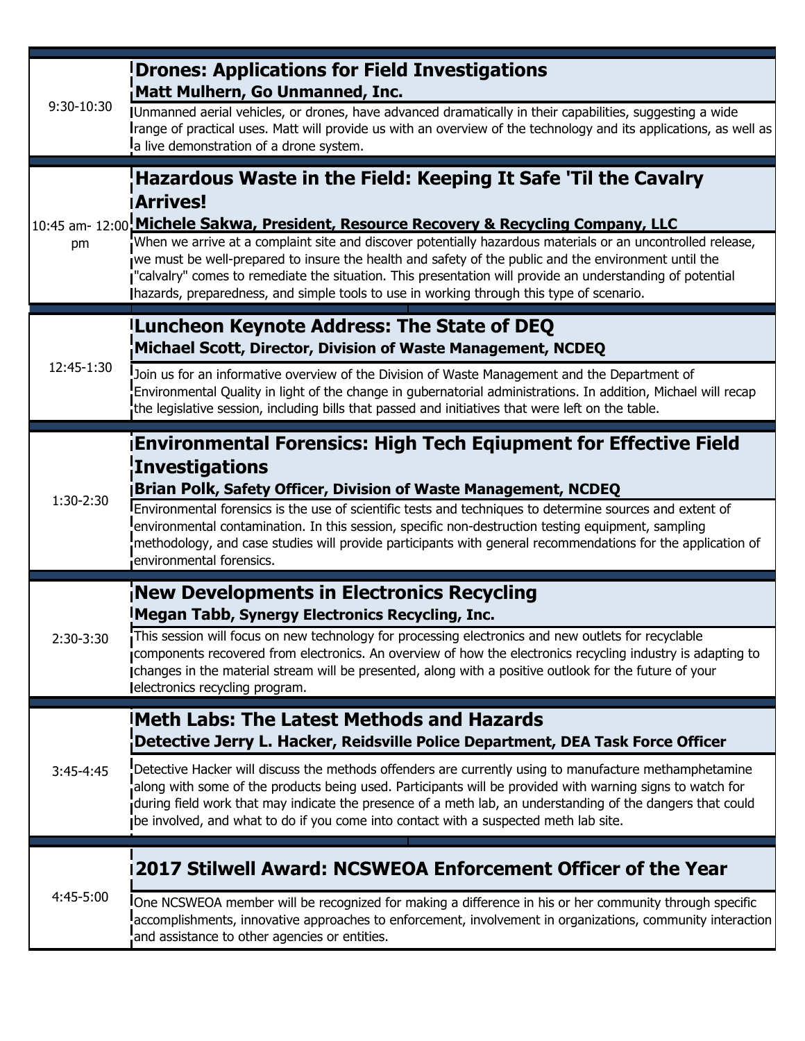| Time | Session |
| --- | --- |
| 9:30-10:30 | **Drones: Applications for Field Investigations**<br>**Matt Mulhern, Go Unmanned, Inc.**<br>Unmanned aerial vehicles, or drones, have advanced dramatically in their capabilities, suggesting a wide range of practical uses. Matt will provide us with an overview of the technology and its applications, as well as a live demonstration of a drone system. |
| 10:45 am- 12:00 pm | **Hazardous Waste in the Field: Keeping It Safe 'Til the Cavalry Arrives!**<br>**Michele Sakwa, President, Resource Recovery & Recycling Company, LLC**<br>When we arrive at a complaint site and discover potentially hazardous materials or an uncontrolled release, we must be well-prepared to insure the health and safety of the public and the environment until the "calvalry" comes to remediate the situation. This presentation will provide an understanding of potential hazards, preparedness, and simple tools to use in working through this type of scenario. |
| 12:45-1:30 | **Luncheon Keynote Address: The State of DEQ**<br>**Michael Scott, Director, Division of Waste Management, NCDEQ**<br>Join us for an informative overview of the Division of Waste Management and the Department of Environmental Quality in light of the change in gubernatorial administrations. In addition, Michael will recap the legislative session, including bills that passed and initiatives that were left on the table. |
| 1:30-2:30 | **Environmental Forensics: High Tech Eqiupment for Effective Field Investigations**<br>**Brian Polk, Safety Officer, Division of Waste Management, NCDEQ**<br>Environmental forensics is the use of scientific tests and techniques to determine sources and extent of environmental contamination. In this session, specific non-destruction testing equipment, sampling methodology, and case studies will provide participants with general recommendations for the application of environmental forensics. |
| 2:30-3:30 | **New Developments in Electronics Recycling**<br>**Megan Tabb, Synergy Electronics Recycling, Inc.**<br>This session will focus on new technology for processing electronics and new outlets for recyclable components recovered from electronics. An overview of how the electronics recycling industry is adapting to changes in the material stream will be presented, along with a positive outlook for the future of your electronics recycling program. |
| 3:45-4:45 | **Meth Labs: The Latest Methods and Hazards**<br>**Detective Jerry L. Hacker, Reidsville Police Department, DEA Task Force Officer**<br>Detective Hacker will discuss the methods offenders are currently using to manufacture methamphetamine along with some of the products being used. Participants will be provided with warning signs to watch for during field work that may indicate the presence of a meth lab, an understanding of the dangers that could be involved, and what to do if you come into contact with a suspected meth lab site. |
| 4:45-5:00 | **2017 Stilwell Award: NCSWEOA Enforcement Officer of the Year**<br>One NCSWEOA member will be recognized for making a difference in his or her community through specific accomplishments, innovative approaches to enforcement, involvement in organizations, community interaction and assistance to other agencies or entities. |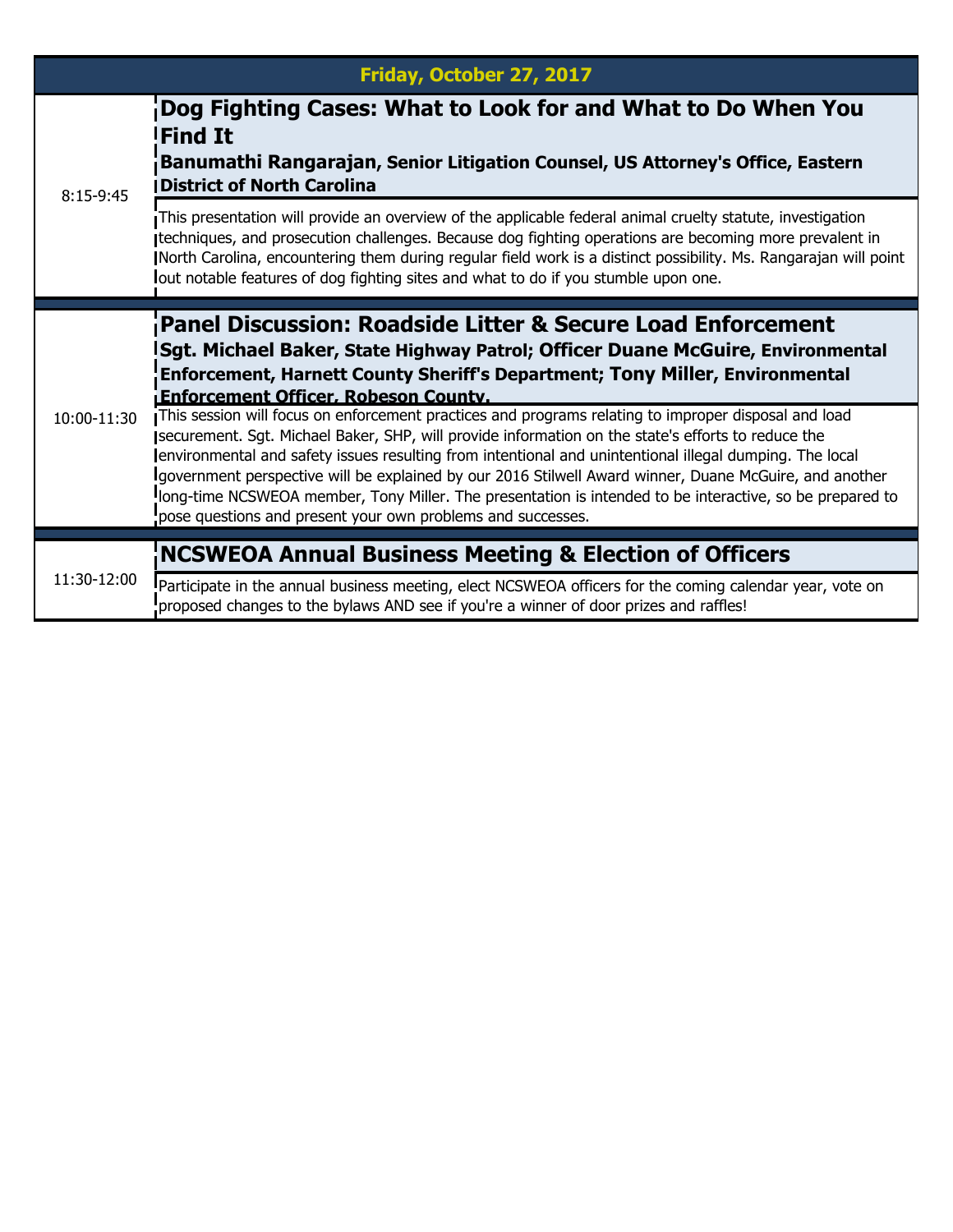| Friday, October 27, 2017 | |
|---|---|
| 8:15-9:45 | **Dog Fighting Cases: What to Look for and What to Do When You Find It**<br>**Banumathi Rangarajan, Senior Litigation Counsel, US Attorney's Office, Eastern District of North Carolina**<br><br>This presentation will provide an overview of the applicable federal animal cruelty statute, investigation techniques, and prosecution challenges. Because dog fighting operations are becoming more prevalent in North Carolina, encountering them during regular field work is a distinct possibility. Ms. Rangarajan will point out notable features of dog fighting sites and what to do if you stumble upon one. |
| 10:00-11:30 | **Panel Discussion: Roadside Litter & Secure Load Enforcement**<br>**Sgt. Michael Baker, State Highway Patrol; Officer Duane McGuire, Environmental Enforcement, Harnett County Sheriff's Department; Tony Miller, Environmental Enforcement Officer, Robeson County.**<br><br>This session will focus on enforcement practices and programs relating to improper disposal and load securement. Sgt. Michael Baker, SHP, will provide information on the state's efforts to reduce the environmental and safety issues resulting from intentional and unintentional illegal dumping. The local government perspective will be explained by our 2016 Stilwell Award winner, Duane McGuire, and another long-time NCSWEOA member, Tony Miller. The presentation is intended to be interactive, so be prepared to pose questions and present your own problems and successes. |
| 11:30-12:00 | **NCSWEOA Annual Business Meeting & Election of Officers**<br><br>Participate in the annual business meeting, elect NCSWEOA officers for the coming calendar year, vote on proposed changes to the bylaws AND see if you're a winner of door prizes and raffles! |